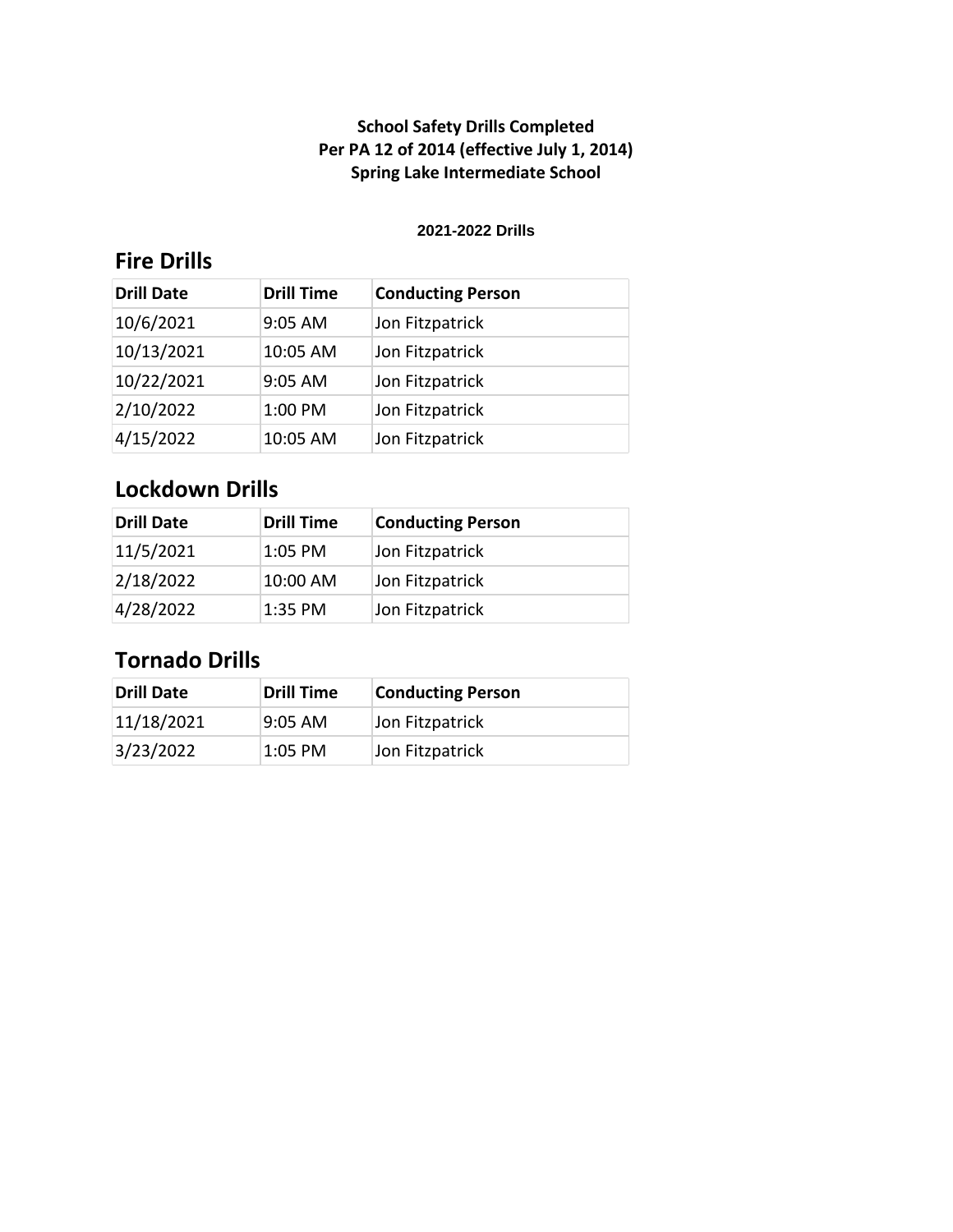**School Safety Drills Completed**
**Per PA 12 of 2014 (effective July 1, 2014)**
**Spring Lake Intermediate School**

**2021-2022 Drills**

## Fire Drills

| Drill Date | Drill Time | Conducting Person |
|---|---|---|
| 10/6/2021 | 9:05 AM | Jon Fitzpatrick |
| 10/13/2021 | 10:05 AM | Jon Fitzpatrick |
| 10/22/2021 | 9:05 AM | Jon Fitzpatrick |
| 2/10/2022 | 1:00 PM | Jon Fitzpatrick |
| 4/15/2022 | 10:05 AM | Jon Fitzpatrick |

## Lockdown Drills

| Drill Date | Drill Time | Conducting Person |
|---|---|---|
| 11/5/2021 | 1:05 PM | Jon Fitzpatrick |
| 2/18/2022 | 10:00 AM | Jon Fitzpatrick |
| 4/28/2022 | 1:35 PM | Jon Fitzpatrick |

## Tornado Drills

| Drill Date | Drill Time | Conducting Person |
|---|---|---|
| 11/18/2021 | 9:05 AM | Jon Fitzpatrick |
| 3/23/2022 | 1:05 PM | Jon Fitzpatrick |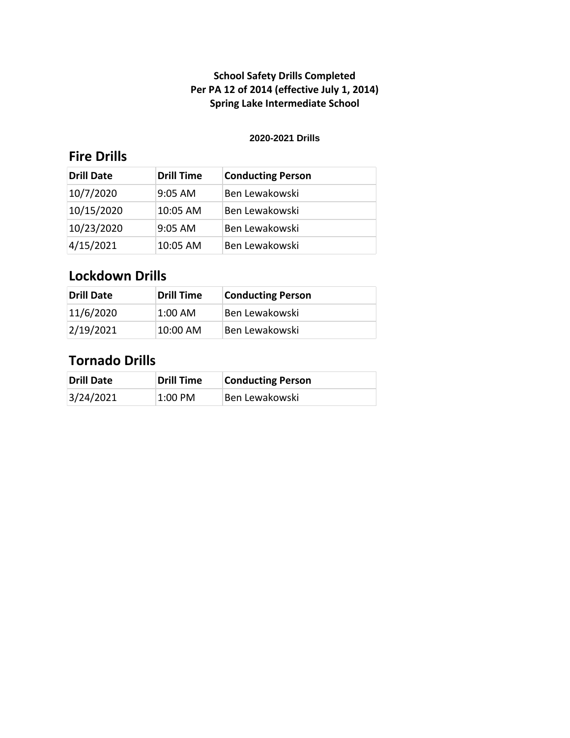**School Safety Drills Completed**
**Per PA 12 of 2014 (effective July 1, 2014)**
**Spring Lake Intermediate School**

**2020-2021 Drills**

## Fire Drills

| Drill Date | Drill Time | Conducting Person |
|---|---|---|
| 10/7/2020 | 9:05 AM | Ben Lewakowski |
| 10/15/2020 | 10:05 AM | Ben Lewakowski |
| 10/23/2020 | 9:05 AM | Ben Lewakowski |
| 4/15/2021 | 10:05 AM | Ben Lewakowski |

## Lockdown Drills

| Drill Date | Drill Time | Conducting Person |
|---|---|---|
| 11/6/2020 | 1:00 AM | Ben Lewakowski |
| 2/19/2021 | 10:00 AM | Ben Lewakowski |

## Tornado Drills

| Drill Date | Drill Time | Conducting Person |
|---|---|---|
| 3/24/2021 | 1:00 PM | Ben Lewakowski |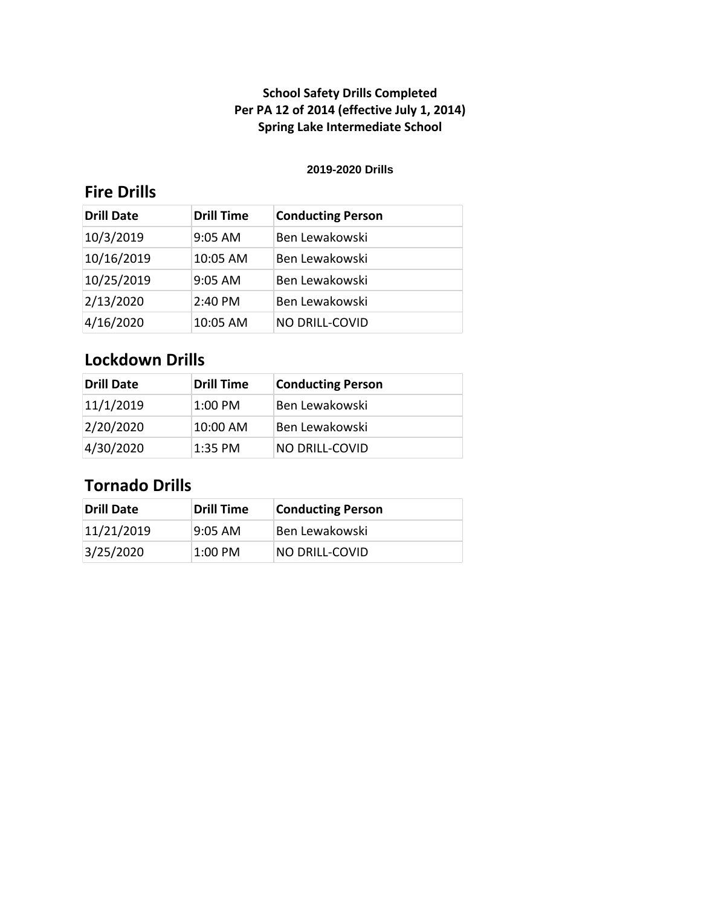**School Safety Drills Completed**
**Per PA 12 of 2014 (effective July 1, 2014)**
**Spring Lake Intermediate School**

**2019-2020 Drills**

## Fire Drills

| Drill Date | Drill Time | Conducting Person |
|---|---|---|
| 10/3/2019 | 9:05 AM | Ben Lewakowski |
| 10/16/2019 | 10:05 AM | Ben Lewakowski |
| 10/25/2019 | 9:05 AM | Ben Lewakowski |
| 2/13/2020 | 2:40 PM | Ben Lewakowski |
| 4/16/2020 | 10:05 AM | NO DRILL-COVID |

## Lockdown Drills

| Drill Date | Drill Time | Conducting Person |
|---|---|---|
| 11/1/2019 | 1:00 PM | Ben Lewakowski |
| 2/20/2020 | 10:00 AM | Ben Lewakowski |
| 4/30/2020 | 1:35 PM | NO DRILL-COVID |

## Tornado Drills

| Drill Date | Drill Time | Conducting Person |
|---|---|---|
| 11/21/2019 | 9:05 AM | Ben Lewakowski |
| 3/25/2020 | 1:00 PM | NO DRILL-COVID |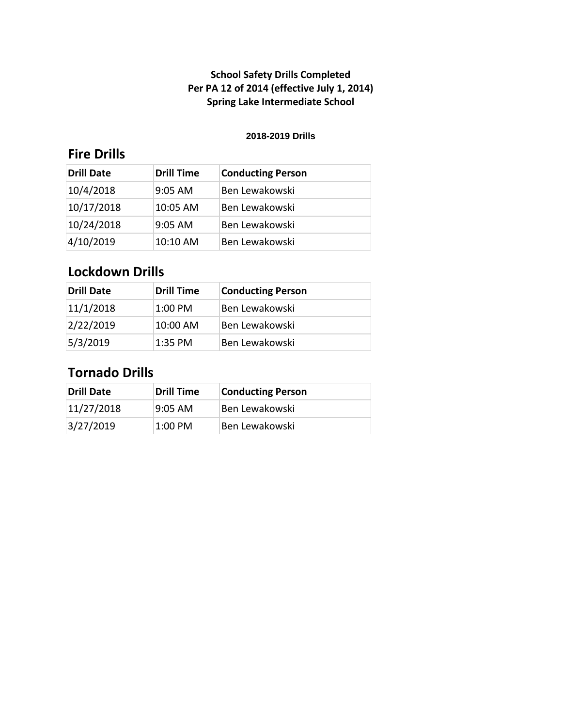**School Safety Drills Completed**
**Per PA 12 of 2014 (effective July 1, 2014)**
**Spring Lake Intermediate School**

**2018-2019 Drills**

## Fire Drills

| Drill Date | Drill Time | Conducting Person |
|---|---|---|
| 10/4/2018 | 9:05 AM | Ben Lewakowski |
| 10/17/2018 | 10:05 AM | Ben Lewakowski |
| 10/24/2018 | 9:05 AM | Ben Lewakowski |
| 4/10/2019 | 10:10 AM | Ben Lewakowski |

## Lockdown Drills

| Drill Date | Drill Time | Conducting Person |
|---|---|---|
| 11/1/2018 | 1:00 PM | Ben Lewakowski |
| 2/22/2019 | 10:00 AM | Ben Lewakowski |
| 5/3/2019 | 1:35 PM | Ben Lewakowski |

## Tornado Drills

| Drill Date | Drill Time | Conducting Person |
|---|---|---|
| 11/27/2018 | 9:05 AM | Ben Lewakowski |
| 3/27/2019 | 1:00 PM | Ben Lewakowski |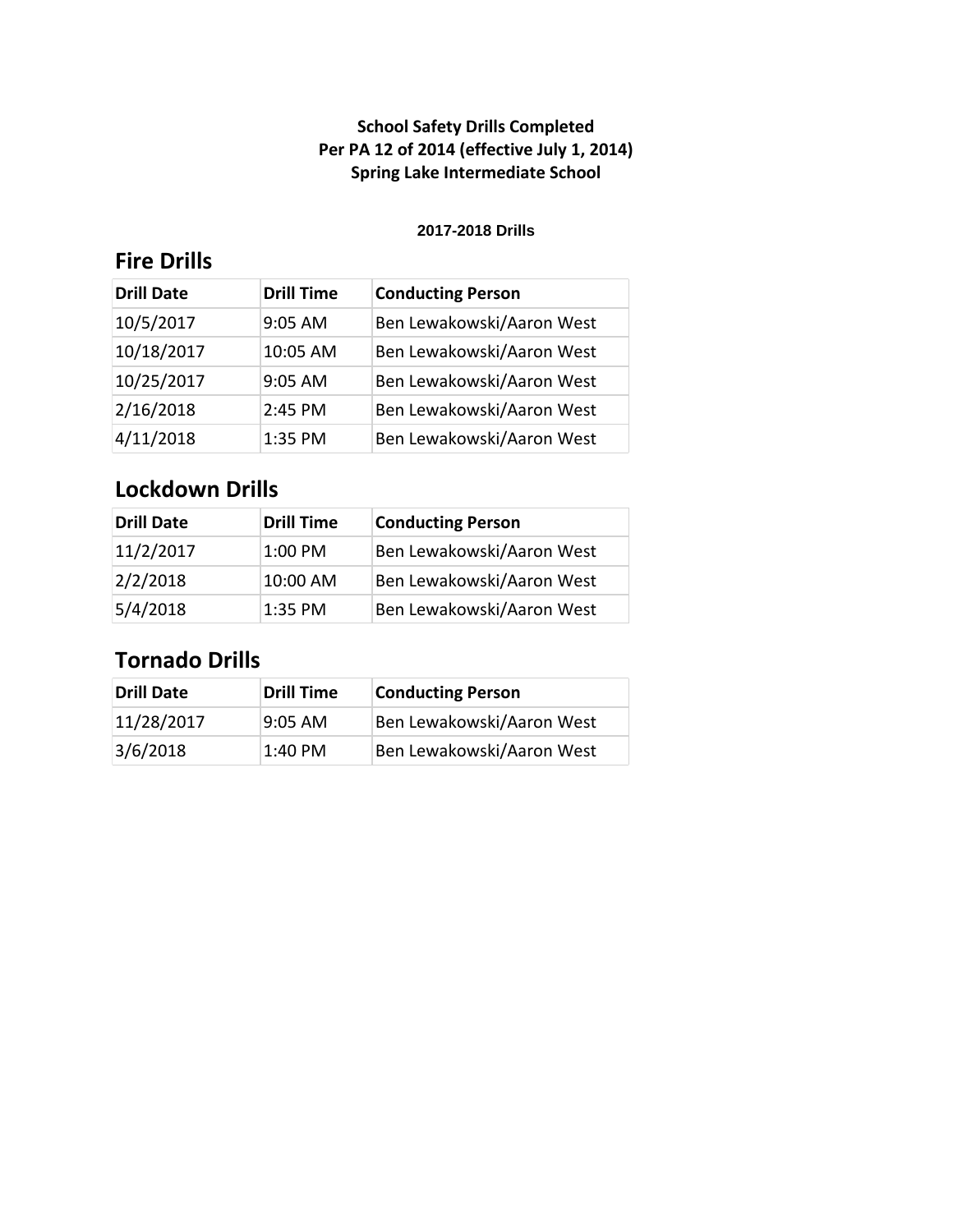**School Safety Drills Completed**
**Per PA 12 of 2014 (effective July 1, 2014)**
**Spring Lake Intermediate School**

**2017-2018 Drills**

## Fire Drills

| Drill Date | Drill Time | Conducting Person |
|---|---|---|
| 10/5/2017 | 9:05 AM | Ben Lewakowski/Aaron West |
| 10/18/2017 | 10:05 AM | Ben Lewakowski/Aaron West |
| 10/25/2017 | 9:05 AM | Ben Lewakowski/Aaron West |
| 2/16/2018 | 2:45 PM | Ben Lewakowski/Aaron West |
| 4/11/2018 | 1:35 PM | Ben Lewakowski/Aaron West |

## Lockdown Drills

| Drill Date | Drill Time | Conducting Person |
|---|---|---|
| 11/2/2017 | 1:00 PM | Ben Lewakowski/Aaron West |
| 2/2/2018 | 10:00 AM | Ben Lewakowski/Aaron West |
| 5/4/2018 | 1:35 PM | Ben Lewakowski/Aaron West |

## Tornado Drills

| Drill Date | Drill Time | Conducting Person |
|---|---|---|
| 11/28/2017 | 9:05 AM | Ben Lewakowski/Aaron West |
| 3/6/2018 | 1:40 PM | Ben Lewakowski/Aaron West |